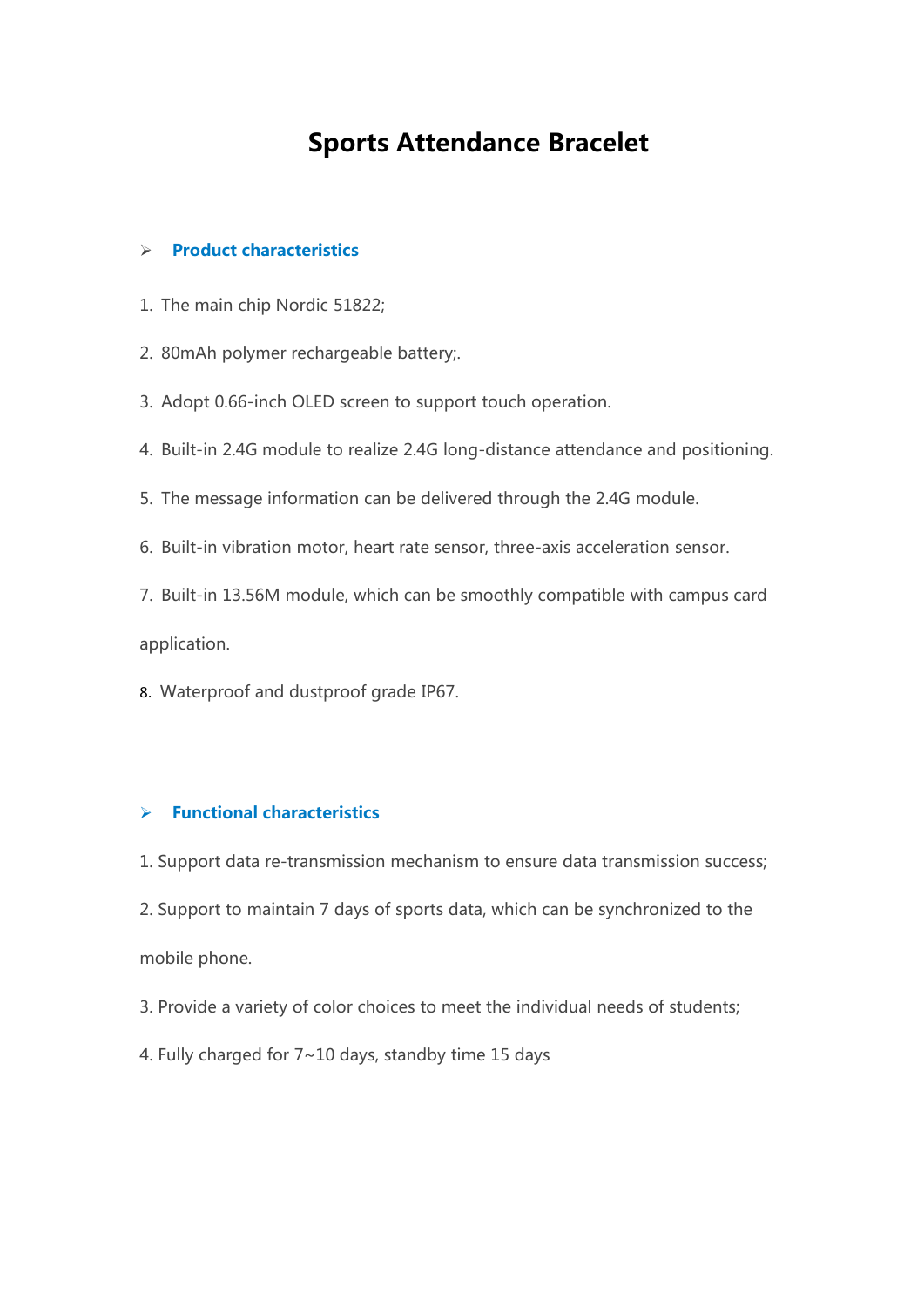# Sports Attendance Bracelet

## Product characteristics

1. The main chip Nordic 51822;
2. 80mAh polymer rechargeable battery;.
3. Adopt 0.66-inch OLED screen to support touch operation.
4. Built-in 2.4G module to realize 2.4G long-distance attendance and positioning.
5. The message information can be delivered through the 2.4G module.
6. Built-in vibration motor, heart rate sensor, three-axis acceleration sensor.
7. Built-in 13.56M module, which can be smoothly compatible with campus card application.
8. Waterproof and dustproof grade IP67.

## Functional characteristics

1. Support data re-transmission mechanism to ensure data transmission success;
2. Support to maintain 7 days of sports data, which can be synchronized to the mobile phone.
3. Provide a variety of color choices to meet the individual needs of students;
4. Fully charged for 7~10 days, standby time 15 days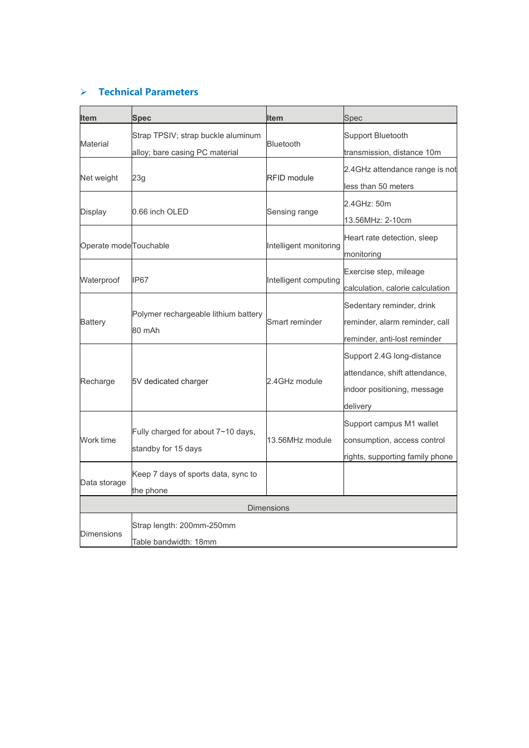## ➢ Technical Parameters

| Item | Spec | Item | Spec |
|---|---|---|---|
| Material | Strap TPSIV; strap buckle aluminum alloy; bare casing PC material | Bluetooth | Support Bluetooth transmission, distance 10m |
| Net weight | 23g | RFID module | 2.4GHz attendance range is not less than 50 meters |
| Display | 0.66 inch OLED | Sensing range | 2.4GHz: 50m<br>13.56MHz: 2-10cm |
| Operate mode | Touchable | Intelligent monitoring | Heart rate detection, sleep monitoring |
| Waterproof | IP67 | Intelligent computing | Exercise step, mileage calculation, calorie calculation |
| Battery | Polymer rechargeable lithium battery 80 mAh | Smart reminder | Sedentary reminder, drink reminder, alarm reminder, call reminder, anti-lost reminder |
| Recharge | 5V dedicated charger | 2.4GHz module | Support 2.4G long-distance attendance, shift attendance, indoor positioning, message delivery |
| Work time | Fully charged for about 7~10 days, standby for 15 days | 13.56MHz module | Support campus M1 wallet consumption, access control rights, supporting family phone |
| Data storage | Keep 7 days of sports data, sync to the phone | | |
| Dimensions | | | |
| Dimensions | Strap length: 200mm-250mm<br>Table bandwidth: 18mm | | |